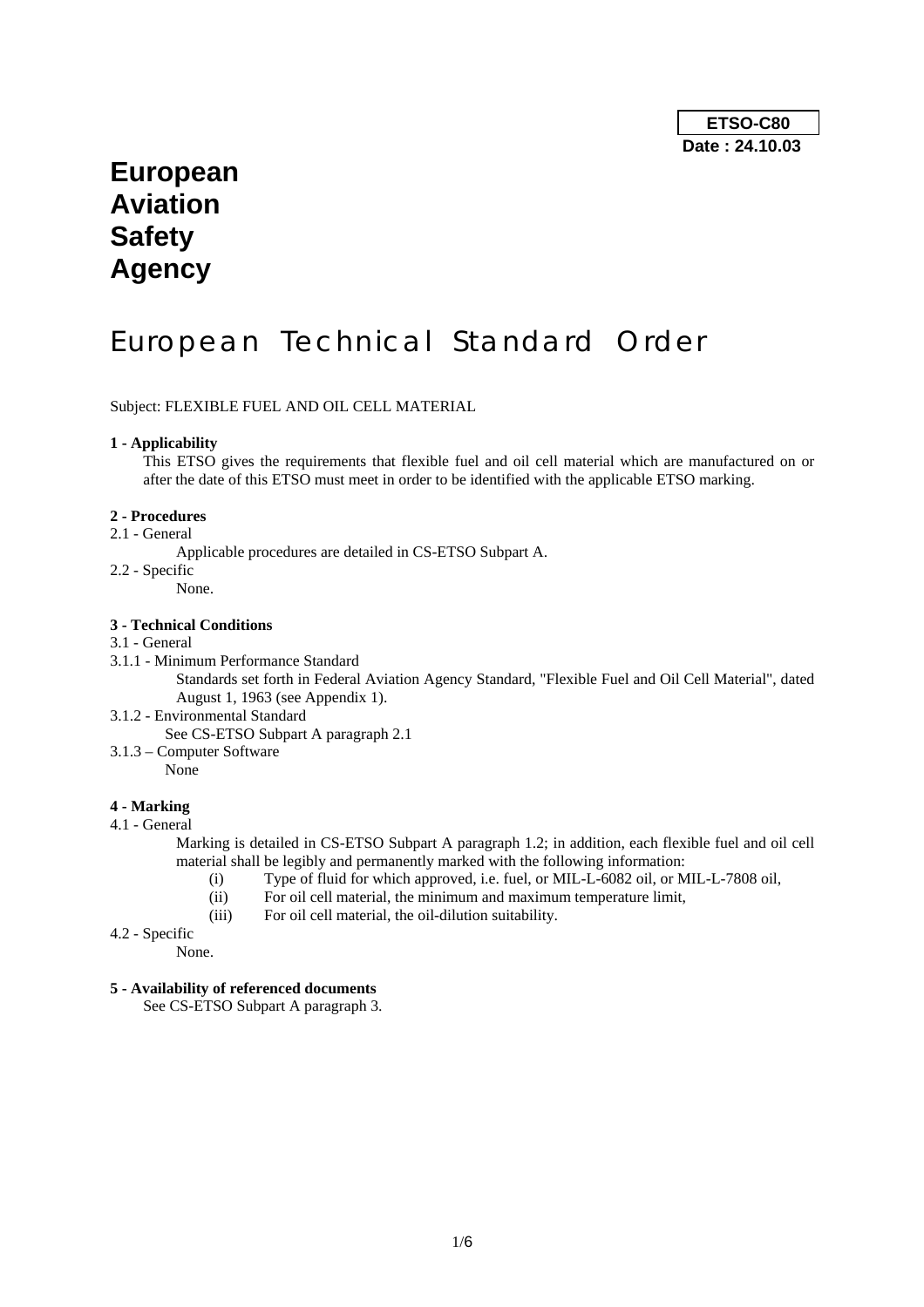**ETSO-C80**

**Date : 24.10.03**

# European Aviation Safety Agency

# European Technical Standard Order

Subject: FLEXIBLE FUEL AND OIL CELL MATERIAL

**1 - Applicability**

This ETSO gives the requirements that flexible fuel and oil cell material which are manufactured on or after the date of this ETSO must meet in order to be identified with the applicable ETSO marking.

**2 - Procedures**

2.1 - General

Applicable procedures are detailed in CS-ETSO Subpart A.

2.2 - Specific

None.

**3 - Technical Conditions**

3.1 - General

3.1.1 - Minimum Performance Standard

Standards set forth in Federal Aviation Agency Standard, "Flexible Fuel and Oil Cell Material", dated August 1, 1963 (see Appendix 1).

3.1.2 - Environmental Standard

See CS-ETSO Subpart A paragraph 2.1

3.1.3 – Computer Software

None

**4 - Marking**

4.1 - General

Marking is detailed in CS-ETSO Subpart A paragraph 1.2; in addition, each flexible fuel and oil cell material shall be legibly and permanently marked with the following information:

- (i) Type of fluid for which approved, i.e. fuel, or MIL-L-6082 oil, or MIL-L-7808 oil,
- (ii) For oil cell material, the minimum and maximum temperature limit,
- (iii) For oil cell material, the oil-dilution suitability.

4.2 - Specific

None.

**5 - Availability of referenced documents**

See CS-ETSO Subpart A paragraph 3.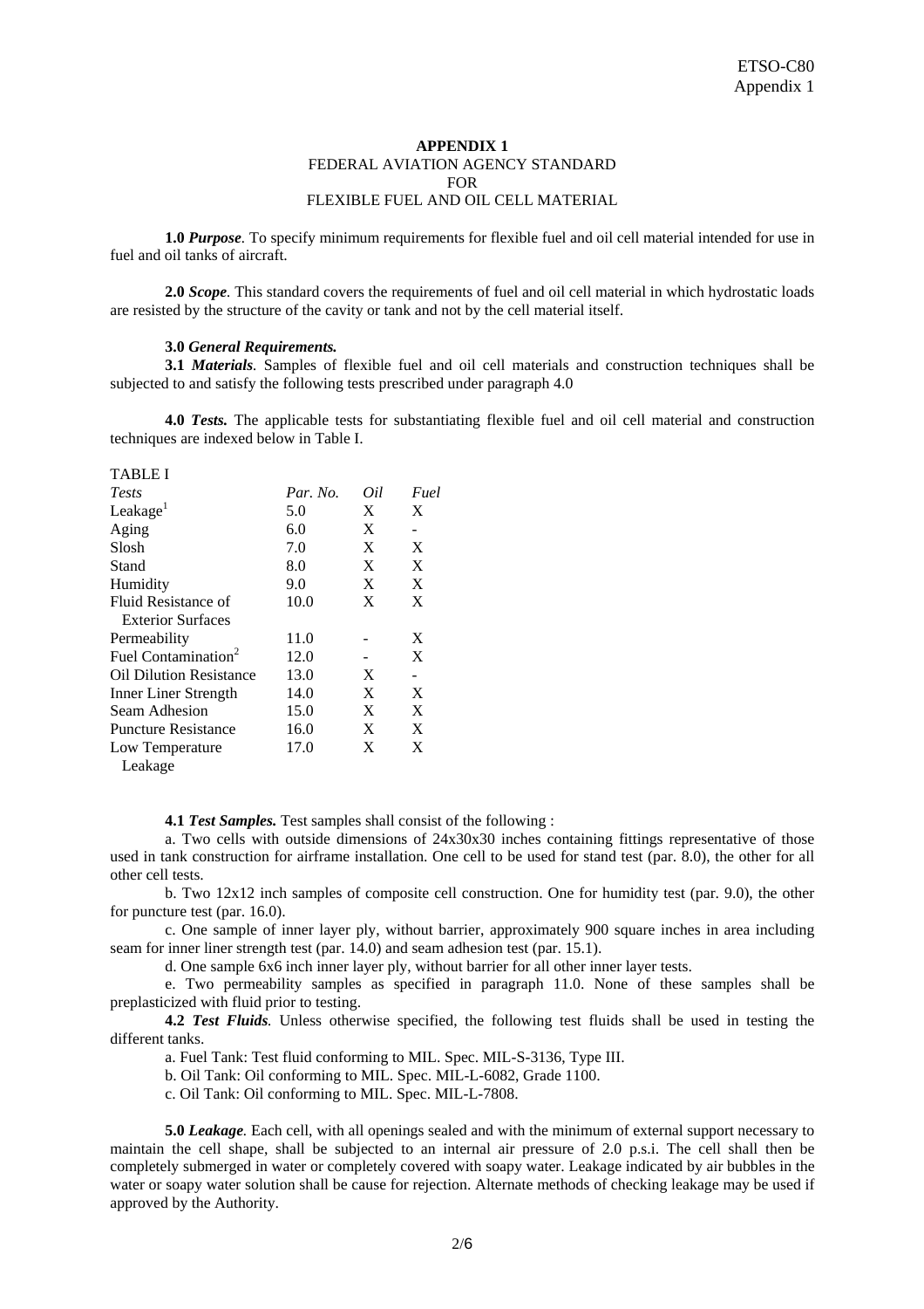**APPENDIX 1**
FEDERAL AVIATION AGENCY STANDARD
FOR
FLEXIBLE FUEL AND OIL CELL MATERIAL

**1.0** ***Purpose***. To specify minimum requirements for flexible fuel and oil cell material intended for use in fuel and oil tanks of aircraft.

**2.0** ***Scope***. This standard covers the requirements of fuel and oil cell material in which hydrostatic loads are resisted by the structure of the cavity or tank and not by the cell material itself.

**3.0** ***General Requirements.***

**3.1** ***Materials***. Samples of flexible fuel and oil cell materials and construction techniques shall be subjected to and satisfy the following tests prescribed under paragraph 4.0

**4.0** ***Tests.*** The applicable tests for substantiating flexible fuel and oil cell material and construction techniques are indexed below in Table I.

TABLE I

| *Tests* | *Par. No.* | *Oil* | *Fuel* |
|---|---|---|---|
| Leakage[1] | 5.0 | X | X |
| Aging | 6.0 | X | - |
| Slosh | 7.0 | X | X |
| Stand | 8.0 | X | X |
| Humidity | 9.0 | X | X |
| Fluid Resistance of Exterior Surfaces | 10.0 | X | X |
| Permeability | 11.0 | - | X |
| Fuel Contamination[2] | 12.0 | - | X |
| Oil Dilution Resistance | 13.0 | X | - |
| Inner Liner Strength | 14.0 | X | X |
| Seam Adhesion | 15.0 | X | X |
| Puncture Resistance | 16.0 | X | X |
| Low Temperature Leakage | 17.0 | X | X |

**4.1** ***Test Samples.*** Test samples shall consist of the following :

a. Two cells with outside dimensions of 24x30x30 inches containing fittings representative of those used in tank construction for airframe installation. One cell to be used for stand test (par. 8.0), the other for all other cell tests.

b. Two 12x12 inch samples of composite cell construction. One for humidity test (par. 9.0), the other for puncture test (par. 16.0).

c. One sample of inner layer ply, without barrier, approximately 900 square inches in area including seam for inner liner strength test (par. 14.0) and seam adhesion test (par. 15.1).

d. One sample 6x6 inch inner layer ply, without barrier for all other inner layer tests.

e. Two permeability samples as specified in paragraph 11.0. None of these samples shall be preplasticized with fluid prior to testing.

**4.2** ***Test Fluids****.* Unless otherwise specified, the following test fluids shall be used in testing the different tanks.

a. Fuel Tank: Test fluid conforming to MIL. Spec. MIL-S-3136, Type III.

b. Oil Tank: Oil conforming to MIL. Spec. MIL-L-6082, Grade 1100.

c. Oil Tank: Oil conforming to MIL. Spec. MIL-L-7808.

**5.0** ***Leakage****.* Each cell, with all openings sealed and with the minimum of external support necessary to maintain the cell shape, shall be subjected to an internal air pressure of 2.0 p.s.i. The cell shall then be completely submerged in water or completely covered with soapy water. Leakage indicated by air bubbles in the water or soapy water solution shall be cause for rejection. Alternate methods of checking leakage may be used if approved by the Authority.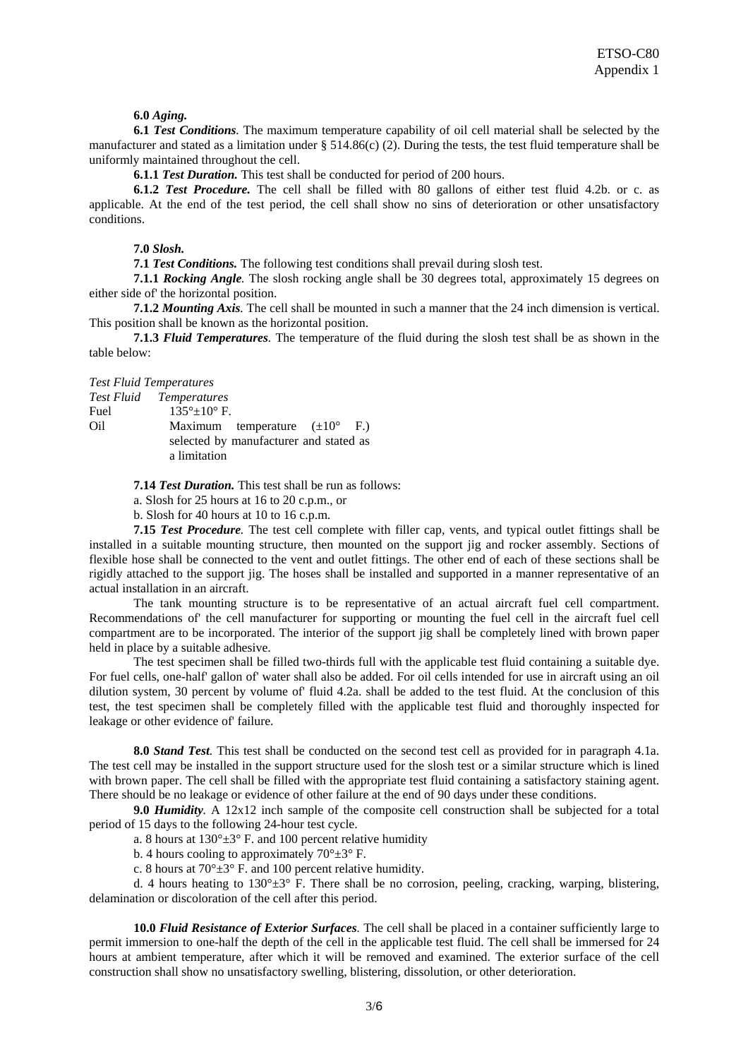**6.0** ***Aging.***

**6.1** ***Test Conditions.*** The maximum temperature capability of oil cell material shall be selected by the manufacturer and stated as a limitation under § 514.86(c) (2). During the tests, the test fluid temperature shall be uniformly maintained throughout the cell.

**6.1.1** ***Test Duration.*** This test shall be conducted for period of 200 hours.

**6.1.2** ***Test Procedure.*** The cell shall be filled with 80 gallons of either test fluid 4.2b. or c. as applicable. At the end of the test period, the cell shall show no sins of deterioration or other unsatisfactory conditions.

**7.0** ***Slosh.***

**7.1** ***Test Conditions.*** The following test conditions shall prevail during slosh test.

**7.1.1** ***Rocking Angle.*** The slosh rocking angle shall be 30 degrees total, approximately 15 degrees on either side of' the horizontal position.

**7.1.2** ***Mounting Axis.*** The cell shall be mounted in such a manner that the 24 inch dimension is vertical. This position shall be known as the horizontal position.

**7.1.3** ***Fluid Temperatures.*** The temperature of the fluid during the slosh test shall be as shown in the table below:

*Test Fluid Temperatures*

| *Test Fluid* | *Temperatures* |
|---|---|
| Fuel | 135°±10° F. |
| Oil | Maximum temperature (±10° F.) selected by manufacturer and stated as a limitation |

**7.14** ***Test Duration.*** This test shall be run as follows:

a. Slosh for 25 hours at 16 to 20 c.p.m., or

b. Slosh for 40 hours at 10 to 16 c.p.m.

**7.15** ***Test Procedure.*** The test cell complete with filler cap, vents, and typical outlet fittings shall be installed in a suitable mounting structure, then mounted on the support jig and rocker assembly. Sections of flexible hose shall be connected to the vent and outlet fittings. The other end of each of these sections shall be rigidly attached to the support jig. The hoses shall be installed and supported in a manner representative of an actual installation in an aircraft.

The tank mounting structure is to be representative of an actual aircraft fuel cell compartment. Recommendations of' the cell manufacturer for supporting or mounting the fuel cell in the aircraft fuel cell compartment are to be incorporated. The interior of the support jig shall be completely lined with brown paper held in place by a suitable adhesive.

The test specimen shall be filled two-thirds full with the applicable test fluid containing a suitable dye. For fuel cells, one-half' gallon of' water shall also be added. For oil cells intended for use in aircraft using an oil dilution system, 30 percent by volume of' fluid 4.2a. shall be added to the test fluid. At the conclusion of this test, the test specimen shall be completely filled with the applicable test fluid and thoroughly inspected for leakage or other evidence of' failure.

**8.0** ***Stand Test.*** This test shall be conducted on the second test cell as provided for in paragraph 4.1a. The test cell may be installed in the support structure used for the slosh test or a similar structure which is lined with brown paper. The cell shall be filled with the appropriate test fluid containing a satisfactory staining agent. There should be no leakage or evidence of other failure at the end of 90 days under these conditions.

**9.0** ***Humidity.*** A 12x12 inch sample of the composite cell construction shall be subjected for a total period of 15 days to the following 24-hour test cycle.

a. 8 hours at 130°±3° F. and 100 percent relative humidity

b. 4 hours cooling to approximately 70°±3° F.

c. 8 hours at 70°±3° F. and 100 percent relative humidity.

d. 4 hours heating to 130°±3° F. There shall be no corrosion, peeling, cracking, warping, blistering, delamination or discoloration of the cell after this period.

**10.0** ***Fluid Resistance of Exterior Surfaces.*** The cell shall be placed in a container sufficiently large to permit immersion to one-half the depth of the cell in the applicable test fluid. The cell shall be immersed for 24 hours at ambient temperature, after which it will be removed and examined. The exterior surface of the cell construction shall show no unsatisfactory swelling, blistering, dissolution, or other deterioration.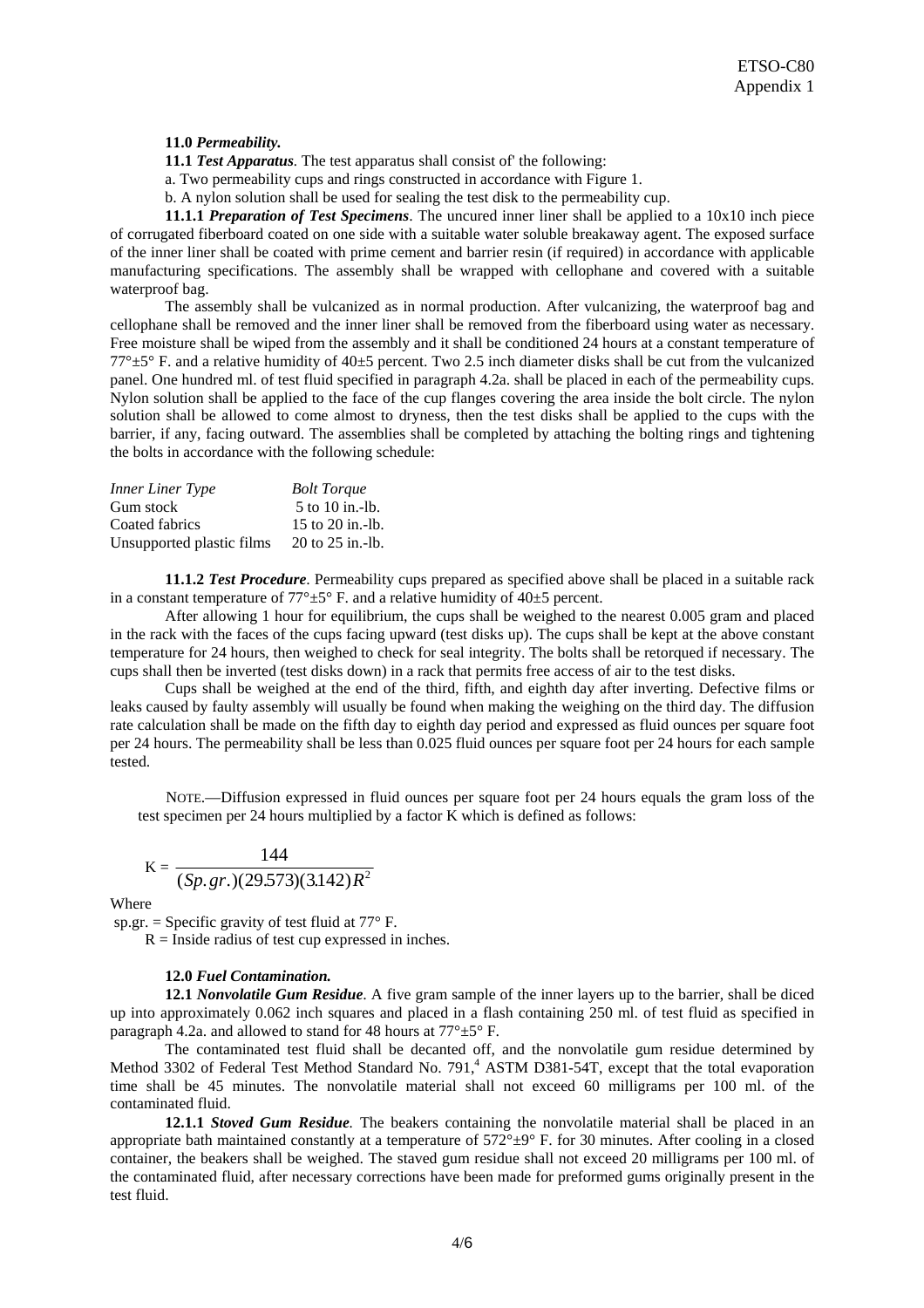**11.0** ***Permeability.***

**11.1** ***Test Apparatus***. The test apparatus shall consist of' the following:

a. Two permeability cups and rings constructed in accordance with Figure 1.

b. A nylon solution shall be used for sealing the test disk to the permeability cup.

**11.1.1** ***Preparation of Test Specimens***. The uncured inner liner shall be applied to a 10x10 inch piece of corrugated fiberboard coated on one side with a suitable water soluble breakaway agent. The exposed surface of the inner liner shall be coated with prime cement and barrier resin (if required) in accordance with applicable manufacturing specifications. The assembly shall be wrapped with cellophane and covered with a suitable waterproof bag.

The assembly shall be vulcanized as in normal production. After vulcanizing, the waterproof bag and cellophane shall be removed and the inner liner shall be removed from the fiberboard using water as necessary. Free moisture shall be wiped from the assembly and it shall be conditioned 24 hours at a constant temperature of 77°±5° F. and a relative humidity of 40±5 percent. Two 2.5 inch diameter disks shall be cut from the vulcanized panel. One hundred ml. of test fluid specified in paragraph 4.2a. shall be placed in each of the permeability cups. Nylon solution shall be applied to the face of the cup flanges covering the area inside the bolt circle. The nylon solution shall be allowed to come almost to dryness, then the test disks shall be applied to the cups with the barrier, if any, facing outward. The assemblies shall be completed by attaching the bolting rings and tightening the bolts in accordance with the following schedule:

| *Inner Liner Type* | *Bolt Torque* |
|---|---|
| Gum stock | 5 to 10 in.-lb. |
| Coated fabrics | 15 to 20 in.-lb. |
| Unsupported plastic films | 20 to 25 in.-lb. |

**11.1.2** ***Test Procedure***. Permeability cups prepared as specified above shall be placed in a suitable rack in a constant temperature of 77°±5° F. and a relative humidity of 40±5 percent.

After allowing 1 hour for equilibrium, the cups shall be weighed to the nearest 0.005 gram and placed in the rack with the faces of the cups facing upward (test disks up). The cups shall be kept at the above constant temperature for 24 hours, then weighed to check for seal integrity. The bolts shall be retorqued if necessary. The cups shall then be inverted (test disks down) in a rack that permits free access of air to the test disks.

Cups shall be weighed at the end of the third, fifth, and eighth day after inverting. Defective films or leaks caused by faulty assembly will usually be found when making the weighing on the third day. The diffusion rate calculation shall be made on the fifth day to eighth day period and expressed as fluid ounces per square foot per 24 hours. The permeability shall be less than 0.025 fluid ounces per square foot per 24 hours for each sample tested.

NOTE.—Diffusion expressed in fluid ounces per square foot per 24 hours equals the gram loss of the test specimen per 24 hours multiplied by a factor K which is defined as follows:

$$K = \frac{144}{(Sp.gr.)(29.573)(3.142)R^2}$$

Where

sp.gr. = Specific gravity of test fluid at 77° F.

$R$ = Inside radius of test cup expressed in inches.

**12.0** ***Fuel Contamination.***

**12.1** ***Nonvolatile Gum Residue***. A five gram sample of the inner layers up to the barrier, shall be diced up into approximately 0.062 inch squares and placed in a flash containing 250 ml. of test fluid as specified in paragraph 4.2a. and allowed to stand for 48 hours at 77°±5° F.

The contaminated test fluid shall be decanted off, and the nonvolatile gum residue determined by Method 3302 of Federal Test Method Standard No. 791,[4] ASTM D381-54T, except that the total evaporation time shall be 45 minutes. The nonvolatile material shall not exceed 60 milligrams per 100 ml. of the contaminated fluid.

**12.1.1** ***Stoved Gum Residue.*** The beakers containing the nonvolatile material shall be placed in an appropriate bath maintained constantly at a temperature of 572°±9° F. for 30 minutes. After cooling in a closed container, the beakers shall be weighed. The staved gum residue shall not exceed 20 milligrams per 100 ml. of the contaminated fluid, after necessary corrections have been made for preformed gums originally present in the test fluid.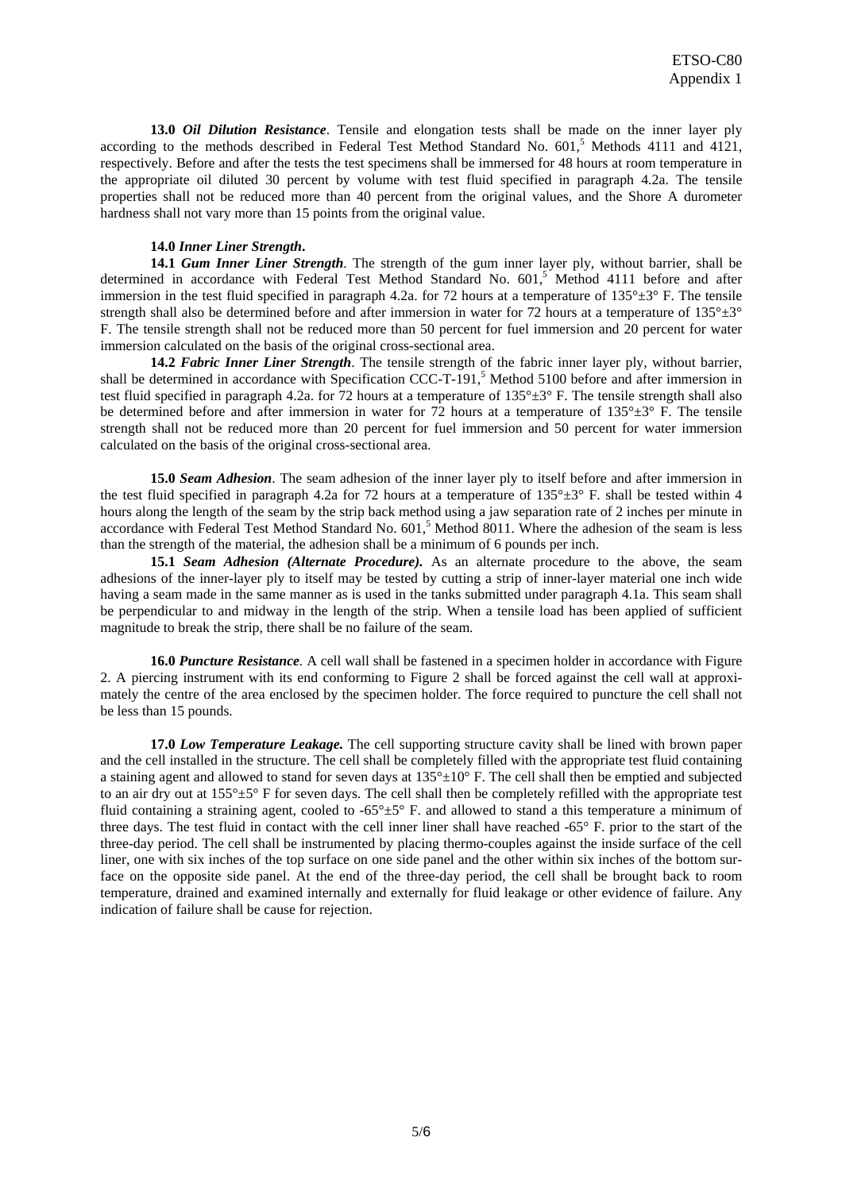**13.0** ***Oil Dilution Resistance***. Tensile and elongation tests shall be made on the inner layer ply according to the methods described in Federal Test Method Standard No. 601,[5] Methods 4111 and 4121, respectively. Before and after the tests the test specimens shall be immersed for 48 hours at room temperature in the appropriate oil diluted 30 percent by volume with test fluid specified in paragraph 4.2a. The tensile properties shall not be reduced more than 40 percent from the original values, and the Shore A durometer hardness shall not vary more than 15 points from the original value.

**14.0** ***Inner Liner Strength*.**

**14.1** ***Gum Inner Liner Strength***. The strength of the gum inner layer ply, without barrier, shall be determined in accordance with Federal Test Method Standard No. 601,[5] Method 4111 before and after immersion in the test fluid specified in paragraph 4.2a. for 72 hours at a temperature of 135°±3° F. The tensile strength shall also be determined before and after immersion in water for 72 hours at a temperature of 135°±3° F. The tensile strength shall not be reduced more than 50 percent for fuel immersion and 20 percent for water immersion calculated on the basis of the original cross-sectional area.

**14.2** ***Fabric Inner Liner Strength***. The tensile strength of the fabric inner layer ply, without barrier, shall be determined in accordance with Specification CCC-T-191,[5] Method 5100 before and after immersion in test fluid specified in paragraph 4.2a. for 72 hours at a temperature of 135°±3° F. The tensile strength shall also be determined before and after immersion in water for 72 hours at a temperature of 135°±3° F. The tensile strength shall not be reduced more than 20 percent for fuel immersion and 50 percent for water immersion calculated on the basis of the original cross-sectional area.

**15.0** ***Seam Adhesion***. The seam adhesion of the inner layer ply to itself before and after immersion in the test fluid specified in paragraph 4.2a for 72 hours at a temperature of 135°±3° F. shall be tested within 4 hours along the length of the seam by the strip back method using a jaw separation rate of 2 inches per minute in accordance with Federal Test Method Standard No. 601,[5] Method 8011. Where the adhesion of the seam is less than the strength of the material, the adhesion shall be a minimum of 6 pounds per inch.

**15.1** ***Seam Adhesion (Alternate Procedure).*** As an alternate procedure to the above, the seam adhesions of the inner-layer ply to itself may be tested by cutting a strip of inner-layer material one inch wide having a seam made in the same manner as is used in the tanks submitted under paragraph 4.1a. This seam shall be perpendicular to and midway in the length of the strip. When a tensile load has been applied of sufficient magnitude to break the strip, there shall be no failure of the seam.

**16.0** ***Puncture Resistance***. A cell wall shall be fastened in a specimen holder in accordance with Figure 2. A piercing instrument with its end conforming to Figure 2 shall be forced against the cell wall at approximately the centre of the area enclosed by the specimen holder. The force required to puncture the cell shall not be less than 15 pounds.

**17.0** ***Low Temperature Leakage.*** The cell supporting structure cavity shall be lined with brown paper and the cell installed in the structure. The cell shall be completely filled with the appropriate test fluid containing a staining agent and allowed to stand for seven days at 135°±10° F. The cell shall then be emptied and subjected to an air dry out at 155°±5° F for seven days. The cell shall then be completely refilled with the appropriate test fluid containing a straining agent, cooled to -65°±5° F. and allowed to stand a this temperature a minimum of three days. The test fluid in contact with the cell inner liner shall have reached -65° F. prior to the start of the three-day period. The cell shall be instrumented by placing thermo-couples against the inside surface of the cell liner, one with six inches of the top surface on one side panel and the other within six inches of the bottom surface on the opposite side panel. At the end of the three-day period, the cell shall be brought back to room temperature, drained and examined internally and externally for fluid leakage or other evidence of failure. Any indication of failure shall be cause for rejection.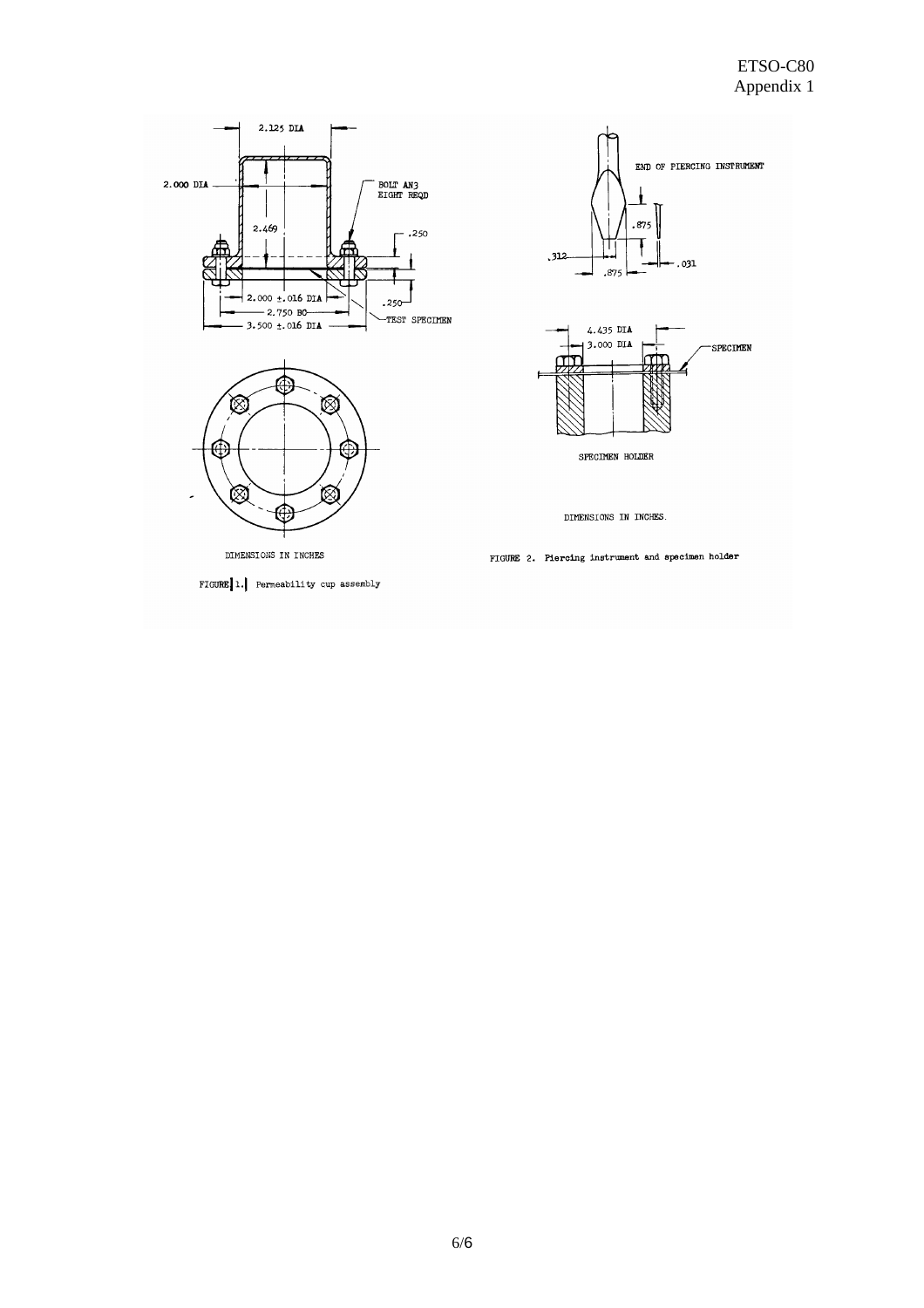2.125 DIA

2.000 DIA

BOLT AN3
EIGHT REQD

2.469

.250

2.000 ±.016 DIA

2.750 BC

3.500 ±.016 DIA

.250

TEST SPECIMEN

DIMENSIONS IN INCHES

FIGURE 1. Permeability cup assembly

END OF PIERCING INSTRUMENT

.875

.312

.875

.031

4.435 DIA

3.000 DIA

SPECIMEN

SPECIMEN HOLDER

DIMENSIONS IN INCHES.

FIGURE 2. Piercing instrument and specimen holder